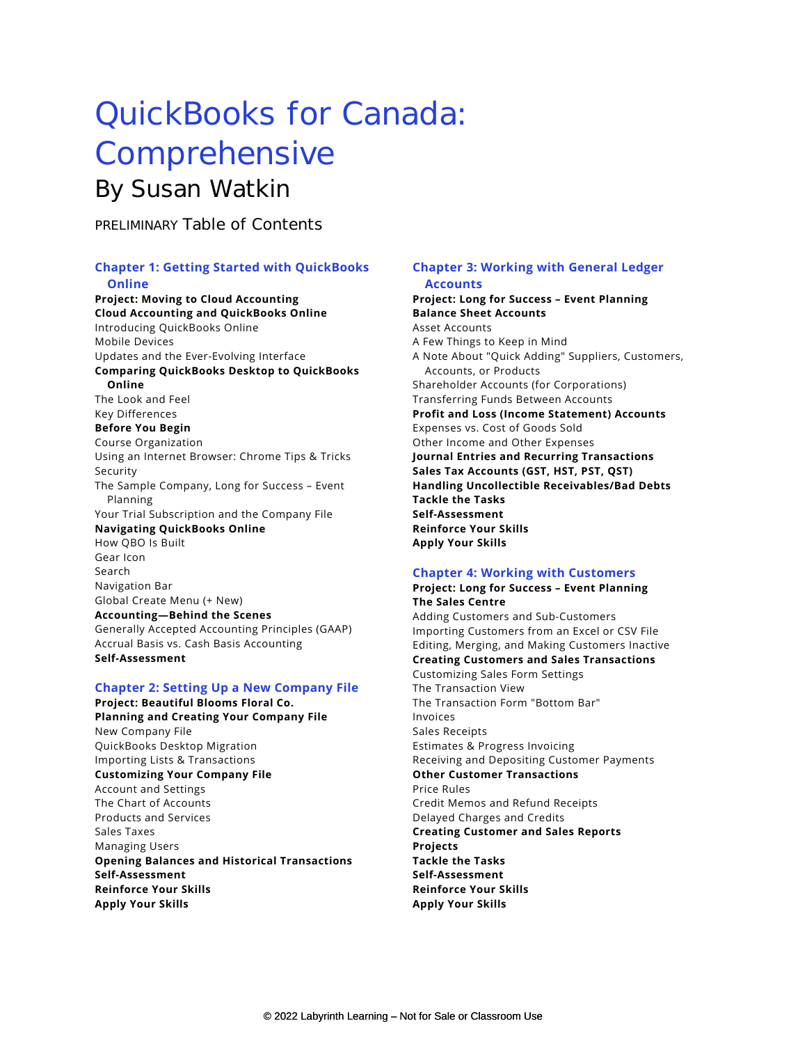# QuickBooks for Canada: Comprehensive

## By Susan Watkin

PRELIMINARY Table of Contents

### Chapter 1: Getting Started with QuickBooks Online

**Project: Moving to Cloud Accounting**

**Cloud Accounting and QuickBooks Online**

Introducing QuickBooks Online

Mobile Devices

Updates and the Ever-Evolving Interface

**Comparing QuickBooks Desktop to QuickBooks Online**

The Look and Feel

Key Differences

**Before You Begin**

Course Organization

Using an Internet Browser: Chrome Tips & Tricks

Security

The Sample Company, Long for Success – Event Planning

Your Trial Subscription and the Company File

**Navigating QuickBooks Online**

How QBO Is Built

Gear Icon

Search

Navigation Bar

Global Create Menu (+ New)

**Accounting—Behind the Scenes**

Generally Accepted Accounting Principles (GAAP)

Accrual Basis vs. Cash Basis Accounting

**Self-Assessment**

### Chapter 2: Setting Up a New Company File

**Project: Beautiful Blooms Floral Co.**

**Planning and Creating Your Company File**

New Company File

QuickBooks Desktop Migration

Importing Lists & Transactions

**Customizing Your Company File**

Account and Settings

The Chart of Accounts

Products and Services

Sales Taxes

Managing Users

**Opening Balances and Historical Transactions**

**Self-Assessment**

**Reinforce Your Skills**

**Apply Your Skills**

### Chapter 3: Working with General Ledger Accounts

**Project: Long for Success – Event Planning**

**Balance Sheet Accounts**

Asset Accounts

A Few Things to Keep in Mind

A Note About "Quick Adding" Suppliers, Customers, Accounts, or Products

Shareholder Accounts (for Corporations)

Transferring Funds Between Accounts

**Profit and Loss (Income Statement) Accounts**

Expenses vs. Cost of Goods Sold

Other Income and Other Expenses

**Journal Entries and Recurring Transactions**

**Sales Tax Accounts (GST, HST, PST, QST)**

**Handling Uncollectible Receivables/Bad Debts**

**Tackle the Tasks**

**Self-Assessment**

**Reinforce Your Skills**

**Apply Your Skills**

### Chapter 4: Working with Customers

**Project: Long for Success – Event Planning**

**The Sales Centre**

Adding Customers and Sub-Customers

Importing Customers from an Excel or CSV File

Editing, Merging, and Making Customers Inactive

**Creating Customers and Sales Transactions**

Customizing Sales Form Settings

The Transaction View

The Transaction Form "Bottom Bar"

Invoices

Sales Receipts

Estimates & Progress Invoicing

Receiving and Depositing Customer Payments

**Other Customer Transactions**

Price Rules

Credit Memos and Refund Receipts

Delayed Charges and Credits

**Creating Customer and Sales Reports**

**Projects**

**Tackle the Tasks**

**Self-Assessment**

**Reinforce Your Skills**

**Apply Your Skills**

© 2022 Labyrinth Learning – Not for Sale or Classroom Use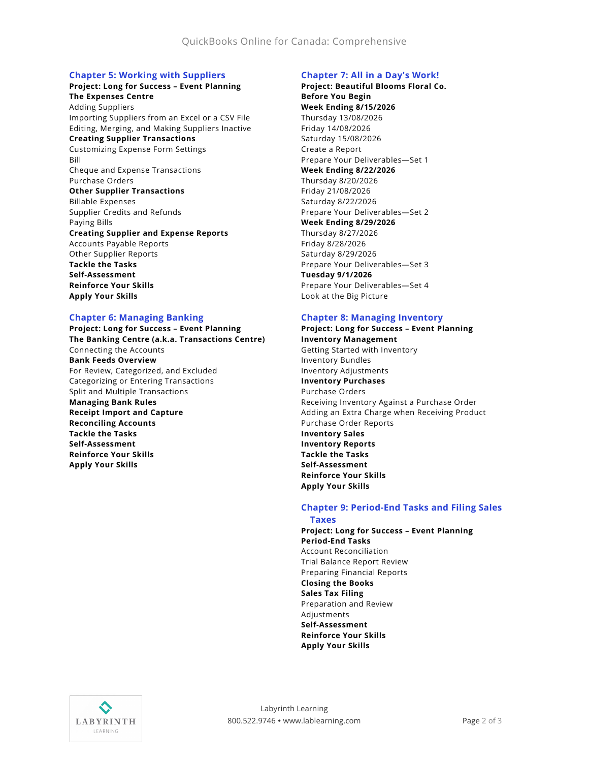## Chapter 5: Working with Suppliers

**Project: Long for Success – Event Planning**
**The Expenses Centre**
Adding Suppliers
Importing Suppliers from an Excel or a CSV File
Editing, Merging, and Making Suppliers Inactive
**Creating Supplier Transactions**
Customizing Expense Form Settings
Bill
Cheque and Expense Transactions
Purchase Orders
**Other Supplier Transactions**
Billable Expenses
Supplier Credits and Refunds
Paying Bills
**Creating Supplier and Expense Reports**
Accounts Payable Reports
Other Supplier Reports
**Tackle the Tasks**
**Self-Assessment**
**Reinforce Your Skills**
**Apply Your Skills**

## Chapter 6: Managing Banking

**Project: Long for Success – Event Planning**
**The Banking Centre (a.k.a. Transactions Centre)**
Connecting the Accounts
**Bank Feeds Overview**
For Review, Categorized, and Excluded
Categorizing or Entering Transactions
Split and Multiple Transactions
**Managing Bank Rules**
**Receipt Import and Capture**
**Reconciling Accounts**
**Tackle the Tasks**
**Self-Assessment**
**Reinforce Your Skills**
**Apply Your Skills**

## Chapter 7: All in a Day's Work!

**Project: Beautiful Blooms Floral Co.**
**Before You Begin**
**Week Ending 8/15/2026**
Thursday 13/08/2026
Friday 14/08/2026
Saturday 15/08/2026
Create a Report
Prepare Your Deliverables—Set 1
**Week Ending 8/22/2026**
Thursday 8/20/2026
Friday 21/08/2026
Saturday 8/22/2026
Prepare Your Deliverables—Set 2
**Week Ending 8/29/2026**
Thursday 8/27/2026
Friday 8/28/2026
Saturday 8/29/2026
Prepare Your Deliverables—Set 3
**Tuesday 9/1/2026**
Prepare Your Deliverables—Set 4
Look at the Big Picture

## Chapter 8: Managing Inventory

**Project: Long for Success – Event Planning**
**Inventory Management**
Getting Started with Inventory
Inventory Bundles
Inventory Adjustments
**Inventory Purchases**
Purchase Orders
Receiving Inventory Against a Purchase Order
Adding an Extra Charge when Receiving Product
Purchase Order Reports
**Inventory Sales**
**Inventory Reports**
**Tackle the Tasks**
**Self-Assessment**
**Reinforce Your Skills**
**Apply Your Skills**

## Chapter 9: Period-End Tasks and Filing Sales Taxes

**Project: Long for Success – Event Planning**
**Period-End Tasks**
Account Reconciliation
Trial Balance Report Review
Preparing Financial Reports
**Closing the Books**
**Sales Tax Filing**
Preparation and Review
Adjustments
**Self-Assessment**
**Reinforce Your Skills**
**Apply Your Skills**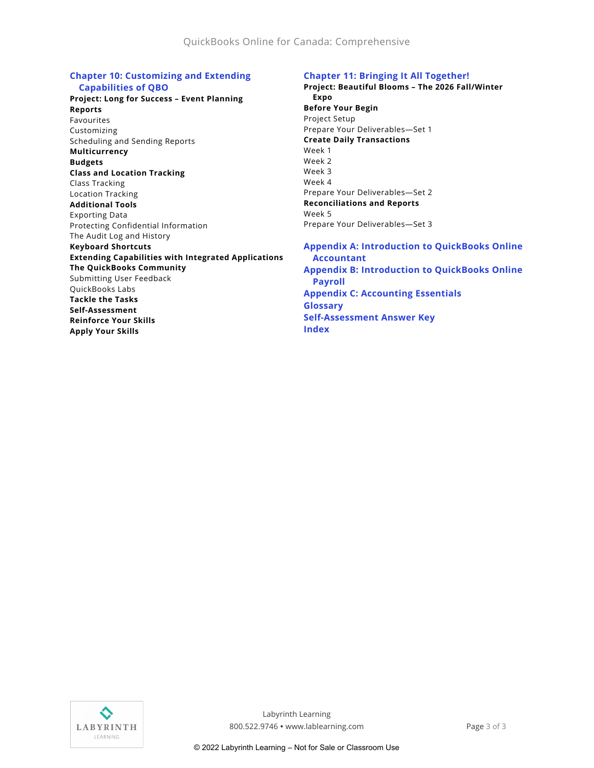## Chapter 10: Customizing and Extending Capabilities of QBO

**Project: Long for Success – Event Planning**

**Reports**

Favourites

Customizing

Scheduling and Sending Reports

**Multicurrency**

**Budgets**

**Class and Location Tracking**

Class Tracking

Location Tracking

**Additional Tools**

Exporting Data

Protecting Confidential Information

The Audit Log and History

**Keyboard Shortcuts**

**Extending Capabilities with Integrated Applications**

**The QuickBooks Community**

Submitting User Feedback

QuickBooks Labs

**Tackle the Tasks**

**Self-Assessment**

**Reinforce Your Skills**

**Apply Your Skills**

## Chapter 11: Bringing It All Together!

**Project: Beautiful Blooms – The 2026 Fall/Winter Expo**

**Before Your Begin**

Project Setup

Prepare Your Deliverables—Set 1

**Create Daily Transactions**

Week 1

Week 2

Week 3

Week 4

Prepare Your Deliverables—Set 2

**Reconciliations and Reports**

Week 5

Prepare Your Deliverables—Set 3

## Appendix A: Introduction to QuickBooks Online Accountant

## Appendix B: Introduction to QuickBooks Online Payroll

## Appendix C: Accounting Essentials

## Glossary

## Self-Assessment Answer Key

## Index